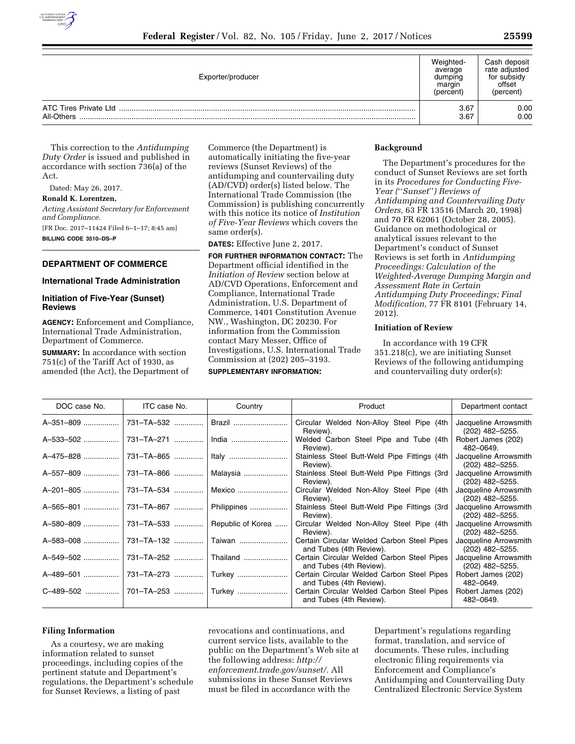| Exporter/producer | Weighted-average dumping margin (percent) | Cash deposit rate adjusted for subsidy offset (percent) |
|---|---|---|
| ATC Tires Private Ltd | 3.67 | 0.00 |
| All-Others | 3.67 | 0.00 |

This correction to the *Antidumping Duty Order* is issued and published in accordance with section 736(a) of the Act.

Dated: May 26, 2017.

**Ronald K. Lorentzen,**

*Acting Assistant Secretary for Enforcement and Compliance.*

[FR Doc. 2017–11424 Filed 6–1–17; 8:45 am]

**BILLING CODE 3510–DS–P**

## DEPARTMENT OF COMMERCE

### International Trade Administration

### Initiation of Five-Year (Sunset) Reviews

**AGENCY:** Enforcement and Compliance, International Trade Administration, Department of Commerce.

**SUMMARY:** In accordance with section 751(c) of the Tariff Act of 1930, as amended (the Act), the Department of Commerce (the Department) is automatically initiating the five-year reviews (Sunset Reviews) of the antidumping and countervailing duty (AD/CVD) order(s) listed below. The International Trade Commission (the Commission) is publishing concurrently with this notice its notice of *Institution of Five-Year Reviews* which covers the same order(s).

**DATES:** Effective June 2, 2017.

**FOR FURTHER INFORMATION CONTACT:** The Department official identified in the *Initiation of Review* section below at AD/CVD Operations, Enforcement and Compliance, International Trade Administration, U.S. Department of Commerce, 1401 Constitution Avenue NW., Washington, DC 20230. For information from the Commission contact Mary Messer, Office of Investigations, U.S. International Trade Commission at (202) 205–3193.

**SUPPLEMENTARY INFORMATION:**

**Background**

The Department's procedures for the conduct of Sunset Reviews are set forth in its *Procedures for Conducting Five-Year (''Sunset'') Reviews of Antidumping and Countervailing Duty Orders,* 63 FR 13516 (March 20, 1998) and 70 FR 62061 (October 28, 2005). Guidance on methodological or analytical issues relevant to the Department's conduct of Sunset Reviews is set forth in *Antidumping Proceedings: Calculation of the Weighted-Average Dumping Margin and Assessment Rate in Certain Antidumping Duty Proceedings; Final Modification,* 77 FR 8101 (February 14, 2012).

**Initiation of Review**

In accordance with 19 CFR 351.218(c), we are initiating Sunset Reviews of the following antidumping and countervailing duty order(s):

| DOC case No. | ITC case No. | Country | Product | Department contact |
|---|---|---|---|---|
| A–351–809 | 731–TA–532 | Brazil | Circular Welded Non-Alloy Steel Pipe (4th Review). | Jacqueline Arrowsmith (202) 482–5255. |
| A–533–502 | 731–TA–271 | India | Welded Carbon Steel Pipe and Tube (4th Review). | Robert James (202) 482–0649. |
| A–475–828 | 731–TA–865 | Italy | Stainless Steel Butt-Weld Pipe Fittings (4th Review). | Jacqueline Arrowsmith (202) 482–5255. |
| A–557–809 | 731–TA–866 | Malaysia | Stainless Steel Butt-Weld Pipe Fittings (3rd Review). | Jacqueline Arrowsmith (202) 482–5255. |
| A–201–805 | 731–TA–534 | Mexico | Circular Welded Non-Alloy Steel Pipe (4th Review). | Jacqueline Arrowsmith (202) 482–5255. |
| A–565–801 | 731–TA–867 | Philippines | Stainless Steel Butt-Weld Pipe Fittings (3rd Review). | Jacqueline Arrowsmith (202) 482–5255. |
| A–580–809 | 731–TA–533 | Republic of Korea | Circular Welded Non-Alloy Steel Pipe (4th Review). | Jacqueline Arrowsmith (202) 482–5255. |
| A–583–008 | 731–TA–132 | Taiwan | Certain Circular Welded Carbon Steel Pipes and Tubes (4th Review). | Jacqueline Arrowsmith (202) 482–5255. |
| A–549–502 | 731–TA–252 | Thailand | Certain Circular Welded Carbon Steel Pipes and Tubes (4th Review). | Jacqueline Arrowsmith (202) 482–5255. |
| A–489–501 | 731–TA–273 | Turkey | Certain Circular Welded Carbon Steel Pipes and Tubes (4th Review). | Robert James (202) 482–0649. |
| C–489–502 | 701–TA–253 | Turkey | Certain Circular Welded Carbon Steel Pipes and Tubes (4th Review). | Robert James (202) 482–0649. |

**Filing Information**

As a courtesy, we are making information related to sunset proceedings, including copies of the pertinent statute and Department's regulations, the Department's schedule for Sunset Reviews, a listing of past revocations and continuations, and current service lists, available to the public on the Department's Web site at the following address: *http://enforcement.trade.gov/sunset/.* All submissions in these Sunset Reviews must be filed in accordance with the Department's regulations regarding format, translation, and service of documents. These rules, including electronic filing requirements via Enforcement and Compliance's Antidumping and Countervailing Duty Centralized Electronic Service System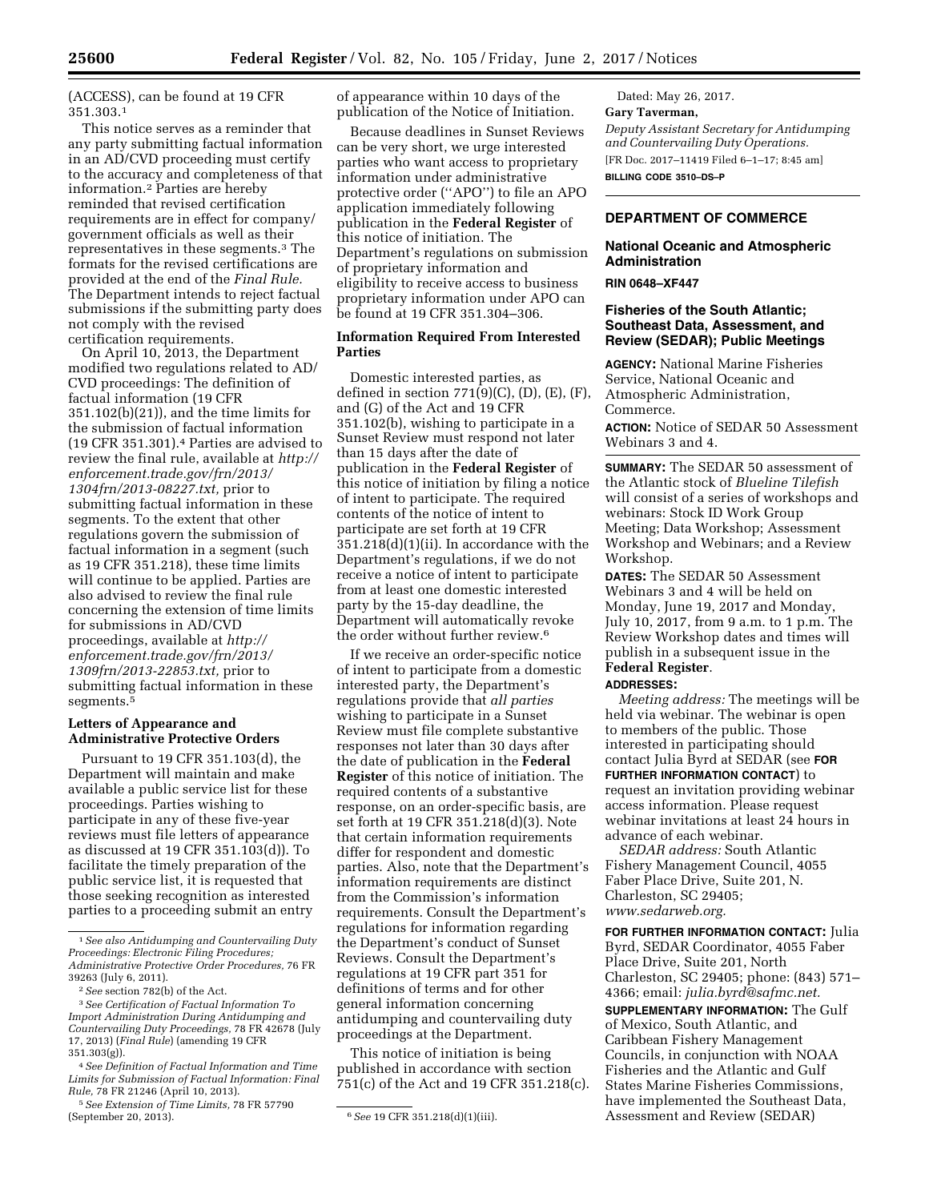(ACCESS), can be found at 19 CFR 351.303.[1]

This notice serves as a reminder that any party submitting factual information in an AD/CVD proceeding must certify to the accuracy and completeness of that information.[2] Parties are hereby reminded that revised certification requirements are in effect for company/government officials as well as their representatives in these segments.[3] The formats for the revised certifications are provided at the end of the *Final Rule.* The Department intends to reject factual submissions if the submitting party does not comply with the revised certification requirements.

On April 10, 2013, the Department modified two regulations related to AD/CVD proceedings: The definition of factual information (19 CFR 351.102(b)(21)), and the time limits for the submission of factual information (19 CFR 351.301).[4] Parties are advised to review the final rule, available at *http://enforcement.trade.gov/frn/2013/1304frn/2013-08227.txt,* prior to submitting factual information in these segments. To the extent that other regulations govern the submission of factual information in a segment (such as 19 CFR 351.218), these time limits will continue to be applied. Parties are also advised to review the final rule concerning the extension of time limits for submissions in AD/CVD proceedings, available at *http://enforcement.trade.gov/frn/2013/1309frn/2013-22853.txt,* prior to submitting factual information in these segments.[5]

### Letters of Appearance and Administrative Protective Orders

Pursuant to 19 CFR 351.103(d), the Department will maintain and make available a public service list for these proceedings. Parties wishing to participate in any of these five-year reviews must file letters of appearance as discussed at 19 CFR 351.103(d)). To facilitate the timely preparation of the public service list, it is requested that those seeking recognition as interested parties to a proceeding submit an entry of appearance within 10 days of the publication of the Notice of Initiation.

Because deadlines in Sunset Reviews can be very short, we urge interested parties who want access to proprietary information under administrative protective order (''APO'') to file an APO application immediately following publication in the **Federal Register** of this notice of initiation. The Department's regulations on submission of proprietary information and eligibility to receive access to business proprietary information under APO can be found at 19 CFR 351.304–306.

### Information Required From Interested Parties

Domestic interested parties, as defined in section 771(9)(C), (D), (E), (F), and (G) of the Act and 19 CFR 351.102(b), wishing to participate in a Sunset Review must respond not later than 15 days after the date of publication in the **Federal Register** of this notice of initiation by filing a notice of intent to participate. The required contents of the notice of intent to participate are set forth at 19 CFR 351.218(d)(1)(ii). In accordance with the Department's regulations, if we do not receive a notice of intent to participate from at least one domestic interested party by the 15-day deadline, the Department will automatically revoke the order without further review.[6]

If we receive an order-specific notice of intent to participate from a domestic interested party, the Department's regulations provide that *all parties* wishing to participate in a Sunset Review must file complete substantive responses not later than 30 days after the date of publication in the **Federal Register** of this notice of initiation. The required contents of a substantive response, on an order-specific basis, are set forth at 19 CFR 351.218(d)(3). Note that certain information requirements differ for respondent and domestic parties. Also, note that the Department's information requirements are distinct from the Commission's information requirements. Consult the Department's regulations for information regarding the Department's conduct of Sunset Reviews. Consult the Department's regulations at 19 CFR part 351 for definitions of terms and for other general information concerning antidumping and countervailing duty proceedings at the Department.

This notice of initiation is being published in accordance with section 751(c) of the Act and 19 CFR 351.218(c).

Dated: May 26, 2017.

**Gary Taverman,**

*Deputy Assistant Secretary for Antidumping and Countervailing Duty Operations.*

[FR Doc. 2017–11419 Filed 6–1–17; 8:45 am]

**BILLING CODE 3510–DS–P**

---

[1] *See also Antidumping and Countervailing Duty Proceedings: Electronic Filing Procedures; Administrative Protective Order Procedures,* 76 FR 39263 (July 6, 2011).

[2] *See* section 782(b) of the Act.

[3] *See Certification of Factual Information To Import Administration During Antidumping and Countervailing Duty Proceedings,* 78 FR 42678 (July 17, 2013) (*Final Rule*) (amending 19 CFR 351.303(g)).

[4] *See Definition of Factual Information and Time Limits for Submission of Factual Information: Final Rule,* 78 FR 21246 (April 10, 2013).

[5] *See Extension of Time Limits,* 78 FR 57790 (September 20, 2013).

[6] *See* 19 CFR 351.218(d)(1)(iii).

---

## DEPARTMENT OF COMMERCE

### National Oceanic and Atmospheric Administration

**RIN 0648–XF447**

### Fisheries of the South Atlantic; Southeast Data, Assessment, and Review (SEDAR); Public Meetings

**AGENCY:** National Marine Fisheries Service, National Oceanic and Atmospheric Administration, Commerce.

**ACTION:** Notice of SEDAR 50 Assessment Webinars 3 and 4.

**SUMMARY:** The SEDAR 50 assessment of the Atlantic stock of *Blueline Tilefish* will consist of a series of workshops and webinars: Stock ID Work Group Meeting; Data Workshop; Assessment Workshop and Webinars; and a Review Workshop.

**DATES:** The SEDAR 50 Assessment Webinars 3 and 4 will be held on Monday, June 19, 2017 and Monday, July 10, 2017, from 9 a.m. to 1 p.m. The Review Workshop dates and times will publish in a subsequent issue in the **Federal Register**.

**ADDRESSES:**

*Meeting address:* The meetings will be held via webinar. The webinar is open to members of the public. Those interested in participating should contact Julia Byrd at SEDAR (see **FOR FURTHER INFORMATION CONTACT**) to request an invitation providing webinar access information. Please request webinar invitations at least 24 hours in advance of each webinar.

*SEDAR address:* South Atlantic Fishery Management Council, 4055 Faber Place Drive, Suite 201, N. Charleston, SC 29405; *www.sedarweb.org.*

**FOR FURTHER INFORMATION CONTACT:** Julia Byrd, SEDAR Coordinator, 4055 Faber Place Drive, Suite 201, North Charleston, SC 29405; phone: (843) 571–4366; email: *julia.byrd@safmc.net.*

**SUPPLEMENTARY INFORMATION:** The Gulf of Mexico, South Atlantic, and Caribbean Fishery Management Councils, in conjunction with NOAA Fisheries and the Atlantic and Gulf States Marine Fisheries Commissions, have implemented the Southeast Data, Assessment and Review (SEDAR)